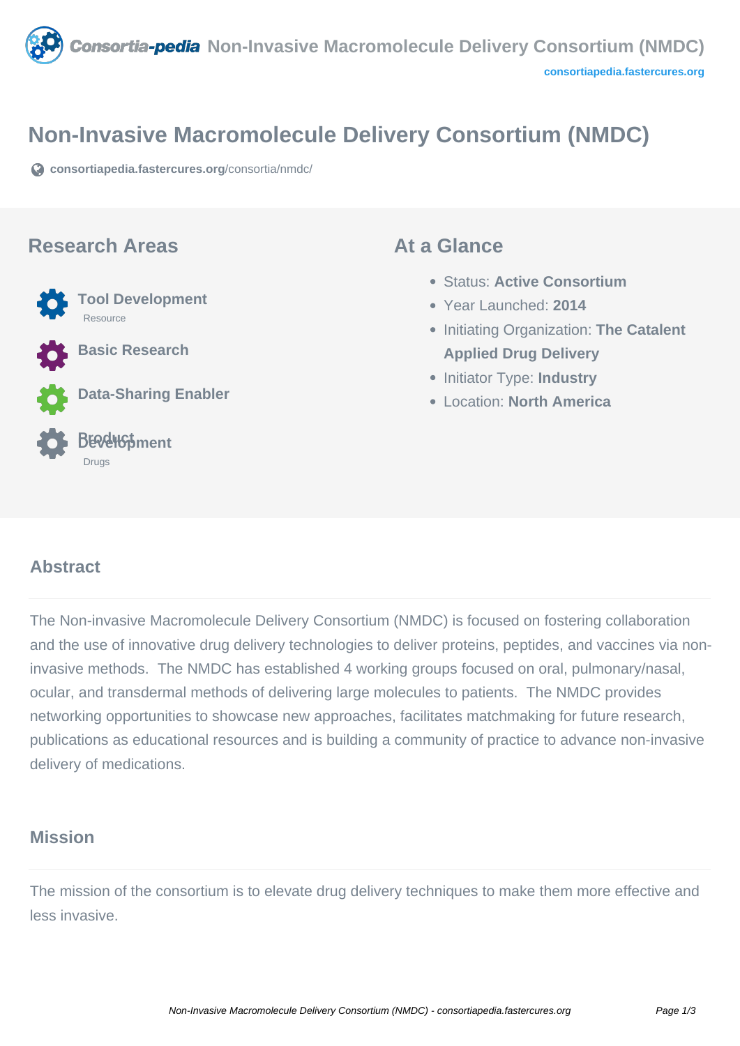# Non-Invasive Macromolecule Delivery Consortium (NMDC)

consortiapedia.fastercures.org/consortia/nmdc/

## Research Areas

- **Tool Development**
  Resource
- **Basic Research**
- **Data-Sharing Enabler**
- **Product Development**
  Drugs

## At a Glance

- Status: **Active Consortium**
- Year Launched: **2014**
- Initiating Organization: **The Catalent Applied Drug Delivery**
- Initiator Type: **Industry**
- Location: **North America**

## Abstract

The Non-invasive Macromolecule Delivery Consortium (NMDC) is focused on fostering collaboration and the use of innovative drug delivery technologies to deliver proteins, peptides, and vaccines via non-invasive methods. The NMDC has established 4 working groups focused on oral, pulmonary/nasal, ocular, and transdermal methods of delivering large molecules to patients. The NMDC provides networking opportunities to showcase new approaches, facilitates matchmaking for future research, publications as educational resources and is building a community of practice to advance non-invasive delivery of medications.

## Mission

The mission of the consortium is to elevate drug delivery techniques to make them more effective and less invasive.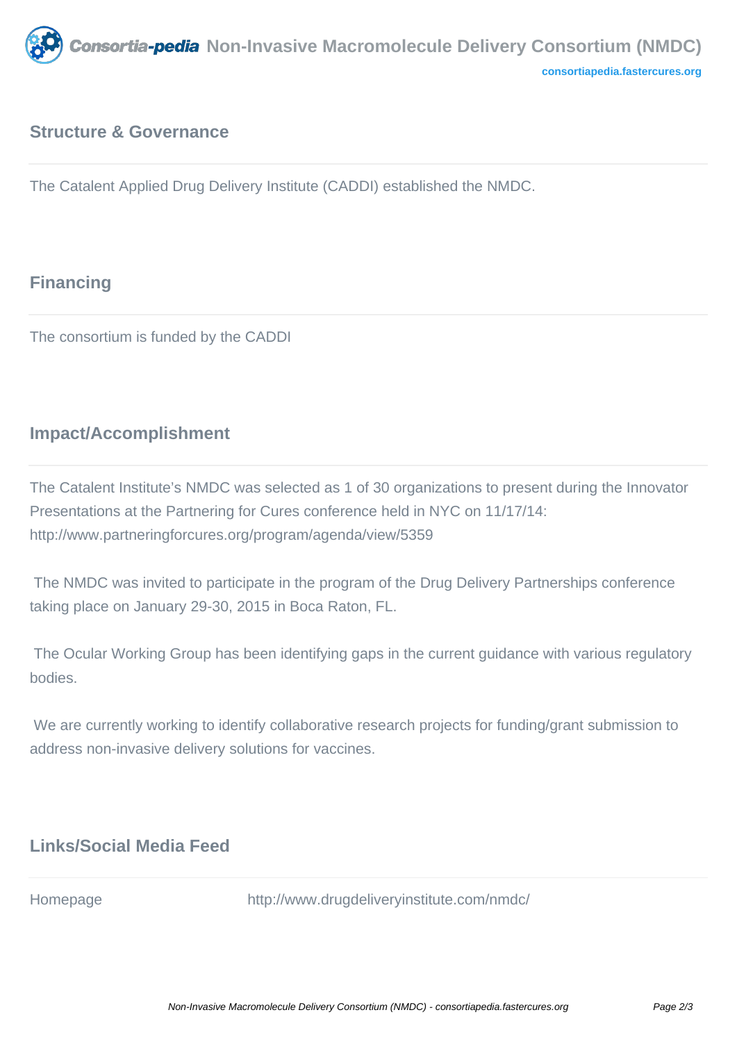## Structure & Governance

The Catalent Applied Drug Delivery Institute (CADDI) established the NMDC.

## Financing

The consortium is funded by the CADDI

## Impact/Accomplishment

The Catalent Institute's NMDC was selected as 1 of 30 organizations to present during the Innovator Presentations at the Partnering for Cures conference held in NYC on 11/17/14: http://www.partneringforcures.org/program/agenda/view/5359

The NMDC was invited to participate in the program of the Drug Delivery Partnerships conference taking place on January 29-30, 2015 in Boca Raton, FL.

The Ocular Working Group has been identifying gaps in the current guidance with various regulatory bodies.

We are currently working to identify collaborative research projects for funding/grant submission to address non-invasive delivery solutions for vaccines.

## Links/Social Media Feed

| Homepage | http://www.drugdeliveryinstitute.com/nmdc/ |
|---|---|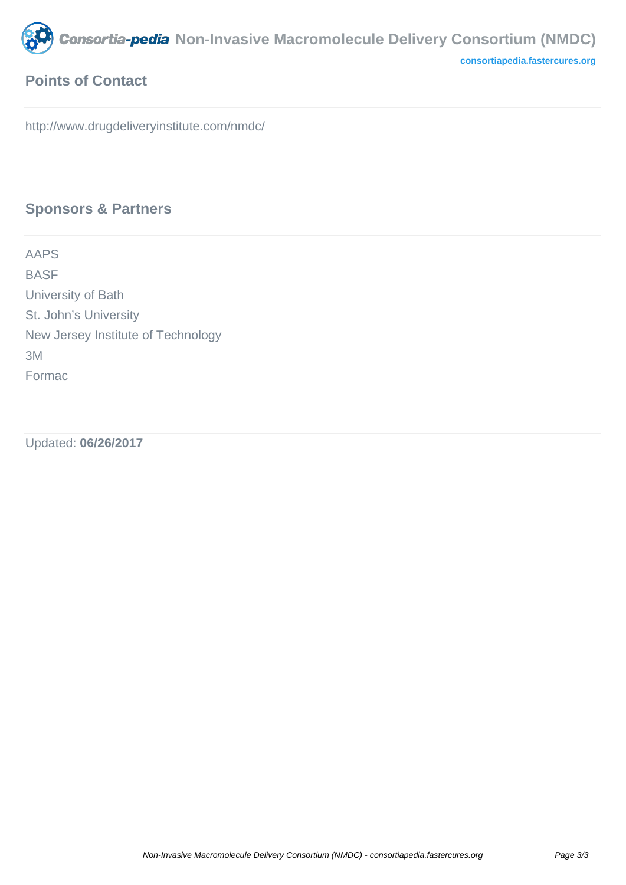## Points of Contact

http://www.drugdeliveryinstitute.com/nmdc/

## Sponsors & Partners

AAPS
BASF
University of Bath
St. John's University
New Jersey Institute of Technology
3M
Formac

Updated: **06/26/2017**